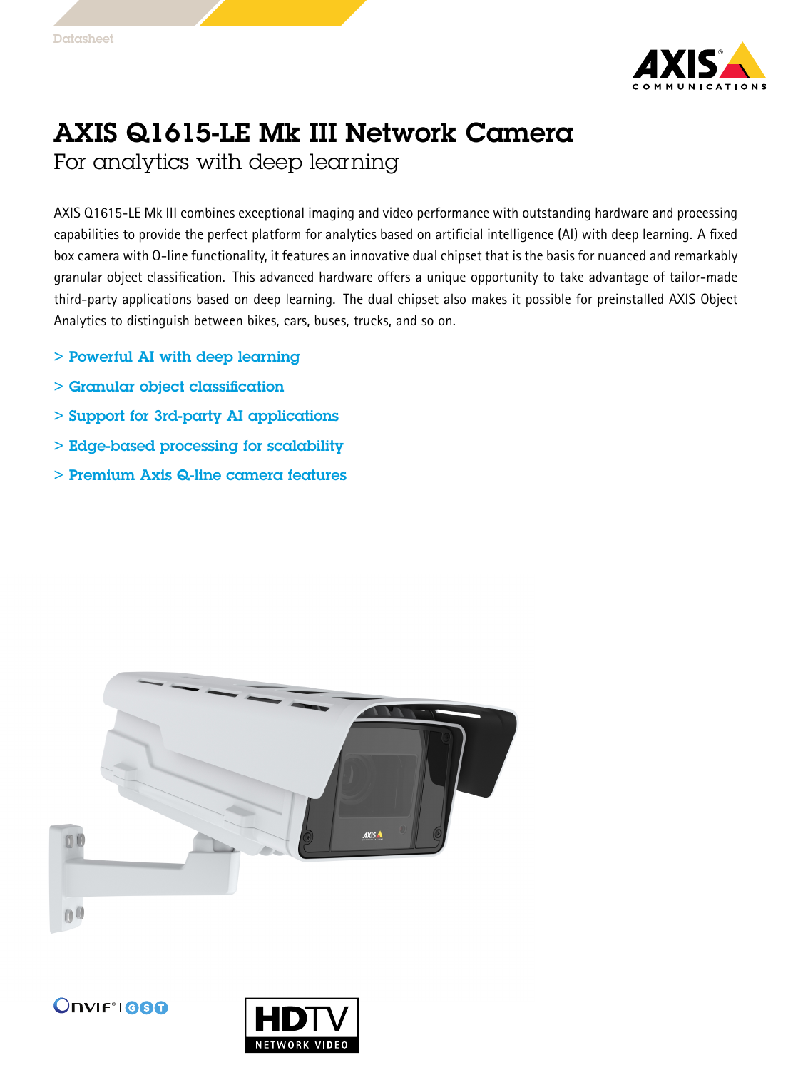Datasheet

# AXIS Q1615-LE Mk III Network Camera

## For analytics with deep learning

AXIS Q1615-LE Mk III combines exceptional imaging and video performance with outstanding hardware and processing capabilities to provide the perfect platform for analytics based on artificial intelligence (AI) with deep learning. A fixed box camera with Q-line functionality, it features an innovative dual chipset that is the basis for nuanced and remarkably granular object classification. This advanced hardware offers a unique opportunity to take advantage of tailor-made third-party applications based on deep learning. The dual chipset also makes it possible for preinstalled AXIS Object Analytics to distinguish between bikes, cars, buses, trucks, and so on.

> Powerful AI with deep learning

> Granular object classification

> Support for 3rd-party AI applications

> Edge-based processing for scalability

> Premium Axis Q-line camera features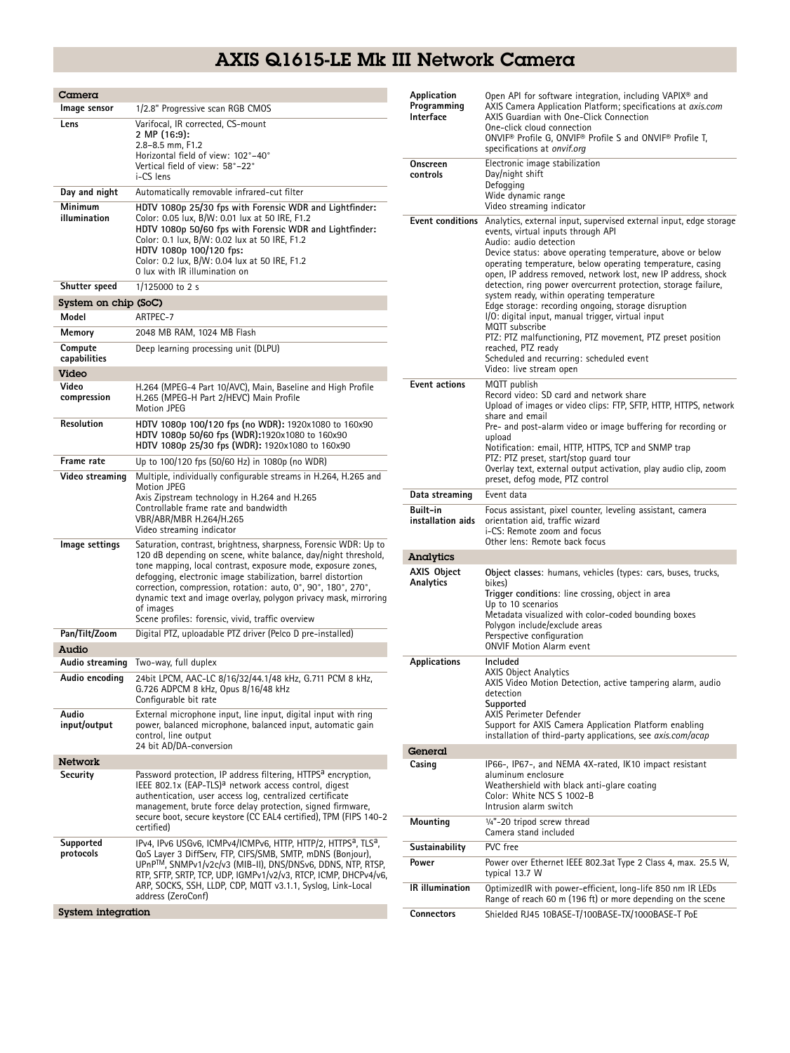# AXIS Q1615-LE Mk III Network Camera

## Camera

| | |
|---|---|
| **Image sensor** | 1/2.8" Progressive scan RGB CMOS |
| **Lens** | Varifocal, IR corrected, CS-mount<br>**2 MP (16:9):**<br>2.8–8.5 mm, F1.2<br>Horizontal field of view: 102°–40°<br>Vertical field of view: 58°–22°<br>i-CS lens |
| **Day and night** | Automatically removable infrared-cut filter |
| **Minimum illumination** | **HDTV 1080p 25/30 fps with Forensic WDR and Lightfinder:**<br>Color: 0.05 lux, B/W: 0.01 lux at 50 IRE, F1.2<br>**HDTV 1080p 50/60 fps with Forensic WDR and Lightfinder:**<br>Color: 0.1 lux, B/W: 0.02 lux at 50 IRE, F1.2<br>**HDTV 1080p 100/120 fps:**<br>Color: 0.2 lux, B/W: 0.04 lux at 50 IRE, F1.2<br>0 lux with IR illumination on |
| **Shutter speed** | 1/125000 to 2 s |

## System on chip (SoC)

| | |
|---|---|
| **Model** | ARTPEC-7 |
| **Memory** | 2048 MB RAM, 1024 MB Flash |
| **Compute capabilities** | Deep learning processing unit (DLPU) |

## Video

| | |
|---|---|
| **Video compression** | H.264 (MPEG-4 Part 10/AVC), Main, Baseline and High Profile<br>H.265 (MPEG-H Part 2/HEVC) Main Profile<br>Motion JPEG |
| **Resolution** | **HDTV 1080p 100/120 fps (no WDR):** 1920x1080 to 160x90<br>**HDTV 1080p 50/60 fps (WDR):**1920x1080 to 160x90<br>**HDTV 1080p 25/30 fps (WDR):** 1920x1080 to 160x90 |
| **Frame rate** | Up to 100/120 fps (50/60 Hz) in 1080p (no WDR) |
| **Video streaming** | Multiple, individually configurable streams in H.264, H.265 and Motion JPEG<br>Axis Zipstream technology in H.264 and H.265<br>Controllable frame rate and bandwidth<br>VBR/ABR/MBR H.264/H.265<br>Video streaming indicator |
| **Image settings** | Saturation, contrast, brightness, sharpness, Forensic WDR: Up to 120 dB depending on scene, white balance, day/night threshold, tone mapping, local contrast, exposure mode, exposure zones, defogging, electronic image stabilization, barrel distortion correction, compression, rotation: auto, 0°, 90°, 180°, 270°, dynamic text and image overlay, polygon privacy mask, mirroring of images<br>Scene profiles: forensic, vivid, traffic overview |
| **Pan/Tilt/Zoom** | Digital PTZ, uploadable PTZ driver (Pelco D pre-installed) |

## Audio

| | |
|---|---|
| **Audio streaming** | Two-way, full duplex |
| **Audio encoding** | 24bit LPCM, AAC-LC 8/16/32/44.1/48 kHz, G.711 PCM 8 kHz, G.726 ADPCM 8 kHz, Opus 8/16/48 kHz<br>Configurable bit rate |
| **Audio input/output** | External microphone input, line input, digital input with ring power, balanced microphone, balanced input, automatic gain control, line output<br>24 bit AD/DA-conversion |

## Network

| | |
|---|---|
| **Security** | Password protection, IP address filtering, HTTPS[a] encryption, IEEE 802.1x (EAP-TLS)[a] network access control, digest authentication, user access log, centralized certificate management, brute force delay protection, signed firmware, secure boot, secure keystore (CC EAL4 certified), TPM (FIPS 140-2 certified) |
| **Supported protocols** | IPv4, IPv6 USGv6, ICMPv4/ICMPv6, HTTP, HTTP/2, HTTPS[a], TLS[a], QoS Layer 3 DiffServ, FTP, CIFS/SMB, SMTP, mDNS (Bonjour), UPnP™, SNMPv1/v2c/v3 (MIB-II), DNS/DNSv6, DDNS, NTP, RTSP, RTP, SFTP, SRTP, TCP, UDP, IGMPv1/v2/v3, RTCP, ICMP, DHCPv4/v6, ARP, SOCKS, SSH, LLDP, CDP, MQTT v3.1.1, Syslog, Link-Local address (ZeroConf) |

## System integration

| | |
|---|---|
| **Application Programming Interface** | Open API for software integration, including VAPIX® and AXIS Camera Application Platform; specifications at *axis.com*<br>AXIS Guardian with One-Click Connection<br>One-click cloud connection<br>ONVIF® Profile G, ONVIF® Profile S and ONVIF® Profile T, specifications at *onvif.org* |
| **Onscreen controls** | Electronic image stabilization<br>Day/night shift<br>Defogging<br>Wide dynamic range<br>Video streaming indicator |
| **Event conditions** | Analytics, external input, supervised external input, edge storage events, virtual inputs through API<br>Audio: audio detection<br>Device status: above operating temperature, above or below operating temperature, below operating temperature, casing open, IP address removed, network lost, new IP address, shock detection, ring power overcurrent protection, storage failure, system ready, within operating temperature<br>Edge storage: recording ongoing, storage disruption<br>I/O: digital input, manual trigger, virtual input<br>MQTT subscribe<br>PTZ: PTZ malfunctioning, PTZ movement, PTZ preset position reached, PTZ ready<br>Scheduled and recurring: scheduled event<br>Video: live stream open |
| **Event actions** | MQTT publish<br>Record video: SD card and network share<br>Upload of images or video clips: FTP, SFTP, HTTP, HTTPS, network share and email<br>Pre- and post-alarm video or image buffering for recording or upload<br>Notification: email, HTTP, HTTPS, TCP and SNMP trap<br>PTZ: PTZ preset, start/stop guard tour<br>Overlay text, external output activation, play audio clip, zoom preset, defog mode, PTZ control |
| **Data streaming** | Event data |
| **Built-in installation aids** | Focus assistant, pixel counter, leveling assistant, camera orientation aid, traffic wizard<br>i-CS: Remote zoom and focus<br>Other lens: Remote back focus |

## Analytics

| | |
|---|---|
| **AXIS Object Analytics** | **Object classes**: humans, vehicles (types: cars, buses, trucks, bikes)<br>**Trigger conditions**: line crossing, object in area<br>Up to 10 scenarios<br>Metadata visualized with color-coded bounding boxes<br>Polygon include/exclude areas<br>Perspective configuration<br>ONVIF Motion Alarm event |
| **Applications** | **Included**<br>AXIS Object Analytics<br>AXIS Video Motion Detection, active tampering alarm, audio detection<br>**Supported**<br>AXIS Perimeter Defender<br>Support for AXIS Camera Application Platform enabling installation of third-party applications, see *axis.com/acap* |

## General

| | |
|---|---|
| **Casing** | IP66-, IP67-, and NEMA 4X-rated, IK10 impact resistant aluminum enclosure<br>Weathershield with black anti-glare coating<br>Color: White NCS S 1002-B<br>Intrusion alarm switch |
| **Mounting** | ¼"-20 tripod screw thread<br>Camera stand included |
| **Sustainability** | PVC free |
| **Power** | Power over Ethernet IEEE 802.3at Type 2 Class 4, max. 25.5 W, typical 13.7 W |
| **IR illumination** | OptimizedIR with power-efficient, long-life 850 nm IR LEDs<br>Range of reach 60 m (196 ft) or more depending on the scene |
| **Connectors** | Shielded RJ45 10BASE-T/100BASE-TX/1000BASE-T PoE |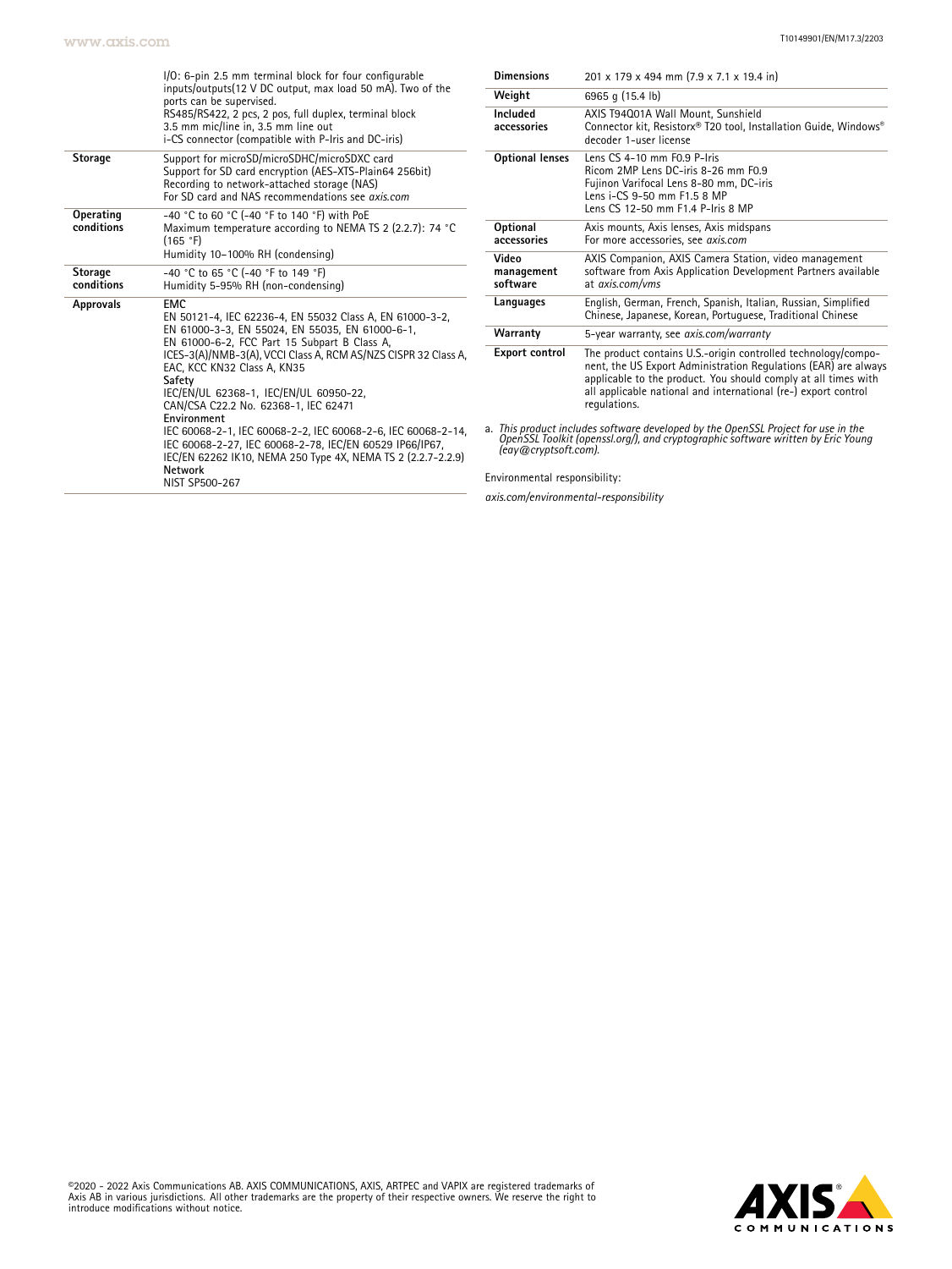| | |
|---|---|
| | I/O: 6-pin 2.5 mm terminal block for four configurable inputs/outputs(12 V DC output, max load 50 mA). Two of the ports can be supervised.<br>RS485/RS422, 2 pcs, 2 pos, full duplex, terminal block<br>3.5 mm mic/line in, 3.5 mm line out<br>i-CS connector (compatible with P-Iris and DC-iris) |
| **Storage** | Support for microSD/microSDHC/microSDXC card<br>Support for SD card encryption (AES-XTS-Plain64 256bit)<br>Recording to network-attached storage (NAS)<br>For SD card and NAS recommendations see *axis.com* |
| **Operating conditions** | -40 °C to 60 °C (-40 °F to 140 °F) with PoE<br>Maximum temperature according to NEMA TS 2 (2.2.7): 74 °C (165 °F)<br>Humidity 10–100% RH (condensing) |
| **Storage conditions** | -40 °C to 65 °C (-40 °F to 149 °F)<br>Humidity 5-95% RH (non-condensing) |
| **Approvals** | **EMC**<br>EN 50121-4, IEC 62236-4, EN 55032 Class A, EN 61000-3-2, EN 61000-3-3, EN 55024, EN 55035, EN 61000-6-1, EN 61000-6-2, FCC Part 15 Subpart B Class A, ICES-3(A)/NMB-3(A), VCCI Class A, RCM AS/NZS CISPR 32 Class A, EAC, KCC KN32 Class A, KN35<br>**Safety**<br>IEC/EN/UL 62368-1, IEC/EN/UL 60950-22, CAN/CSA C22.2 No. 62368-1, IEC 62471<br>**Environment**<br>IEC 60068-2-1, IEC 60068-2-2, IEC 60068-2-6, IEC 60068-2-14, IEC 60068-2-27, IEC 60068-2-78, IEC/EN 60529 IP66/IP67, IEC/EN 62262 IK10, NEMA 250 Type 4X, NEMA TS 2 (2.2.7-2.2.9)<br>**Network**<br>NIST SP500-267 |
| **Dimensions** | 201 x 179 x 494 mm (7.9 x 7.1 x 19.4 in) |
| **Weight** | 6965 g (15.4 lb) |
| **Included accessories** | AXIS T94Q01A Wall Mount, Sunshield<br>Connector kit, Resistorx® T20 tool, Installation Guide, Windows® decoder 1-user license |
| **Optional lenses** | Lens CS 4-10 mm F0.9 P-Iris<br>Ricom 2MP Lens DC-iris 8-26 mm F0.9<br>Fujinon Varifocal Lens 8-80 mm, DC-iris<br>Lens i-CS 9-50 mm F1.5 8 MP<br>Lens CS 12-50 mm F1.4 P-Iris 8 MP |
| **Optional accessories** | Axis mounts, Axis lenses, Axis midspans<br>For more accessories, see *axis.com* |
| **Video management software** | AXIS Companion, AXIS Camera Station, video management software from Axis Application Development Partners available at *axis.com/vms* |
| **Languages** | English, German, French, Spanish, Italian, Russian, Simplified Chinese, Japanese, Korean, Portuguese, Traditional Chinese |
| **Warranty** | 5-year warranty, see *axis.com/warranty* |
| **Export control** | The product contains U.S.-origin controlled technology/component, the US Export Administration Regulations (EAR) are always applicable to the product. You should comply at all times with all applicable national and international (re-) export control regulations. |

a. *This product includes software developed by the OpenSSL Project for use in the OpenSSL Toolkit (openssl.org/), and cryptographic software written by Eric Young (eay@cryptsoft.com).*

Environmental responsibility:

*axis.com/environmental-responsibility*

©2020 - 2022 Axis Communications AB. AXIS COMMUNICATIONS, AXIS, ARTPEC and VAPIX are registered trademarks of Axis AB in various jurisdictions. All other trademarks are the property of their respective owners. We reserve the right to introduce modifications without notice.